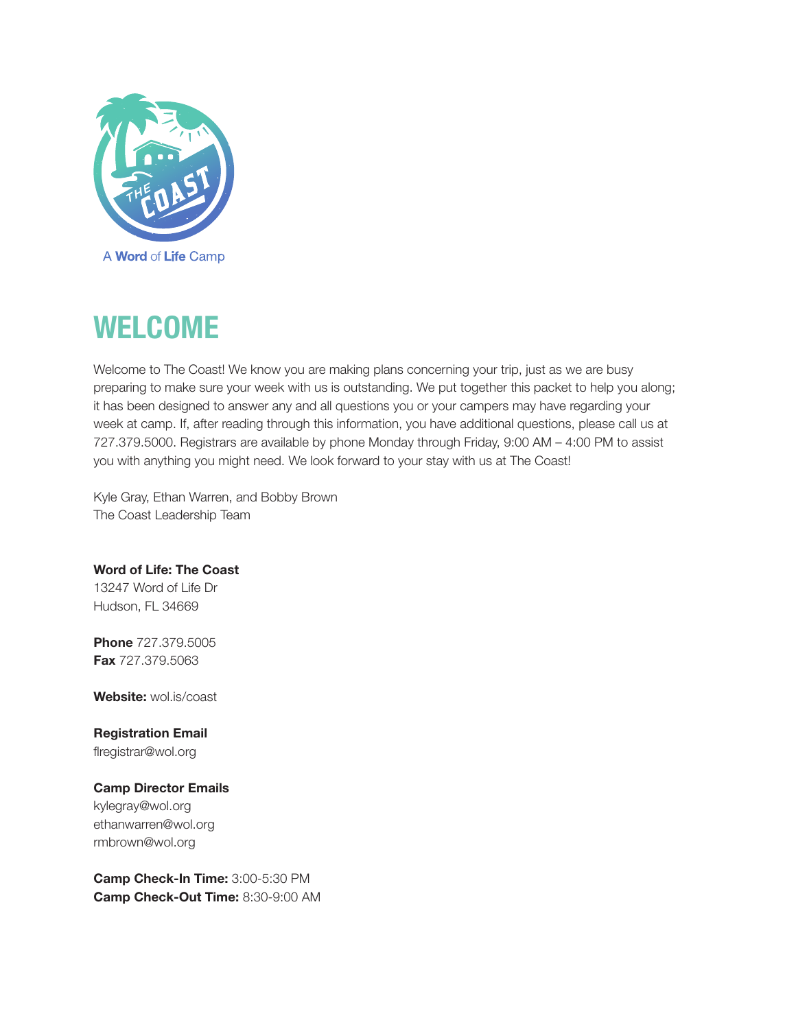A Word of Life Camp

# WELCOME

Welcome to The Coast! We know you are making plans concerning your trip, just as we are busy preparing to make sure your week with us is outstanding. We put together this packet to help you along; it has been designed to answer any and all questions you or your campers may have regarding your week at camp. If, after reading through this information, you have additional questions, please call us at 727.379.5000. Registrars are available by phone Monday through Friday, 9:00 AM – 4:00 PM to assist you with anything you might need. We look forward to your stay with us at The Coast!

Kyle Gray, Ethan Warren, and Bobby Brown
The Coast Leadership Team

**Word of Life: The Coast**
13247 Word of Life Dr
Hudson, FL 34669

**Phone** 727.379.5005
**Fax** 727.379.5063

**Website:** wol.is/coast

**Registration Email**
flregistrar@wol.org

**Camp Director Emails**
kylegray@wol.org
ethanwarren@wol.org
rmbrown@wol.org

**Camp Check-In Time:** 3:00-5:30 PM
**Camp Check-Out Time:** 8:30-9:00 AM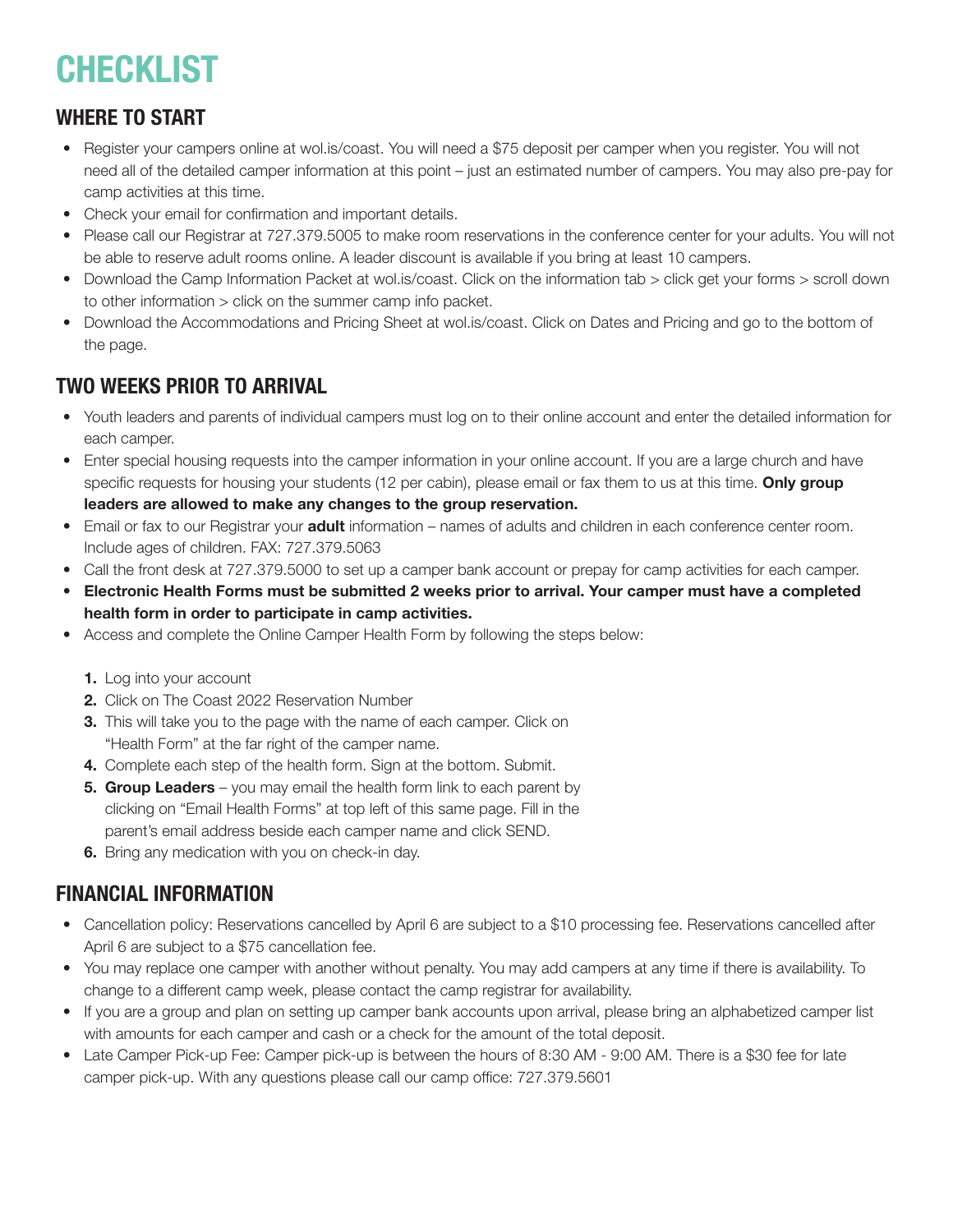# CHECKLIST

## WHERE TO START

- Register your campers online at wol.is/coast. You will need a $75 deposit per camper when you register. You will not need all of the detailed camper information at this point – just an estimated number of campers. You may also pre-pay for camp activities at this time.
- Check your email for confirmation and important details.
- Please call our Registrar at 727.379.5005 to make room reservations in the conference center for your adults. You will not be able to reserve adult rooms online. A leader discount is available if you bring at least 10 campers.
- Download the Camp Information Packet at wol.is/coast. Click on the information tab > click get your forms > scroll down to other information > click on the summer camp info packet.
- Download the Accommodations and Pricing Sheet at wol.is/coast. Click on Dates and Pricing and go to the bottom of the page.

## TWO WEEKS PRIOR TO ARRIVAL

- Youth leaders and parents of individual campers must log on to their online account and enter the detailed information for each camper.
- Enter special housing requests into the camper information in your online account. If you are a large church and have specific requests for housing your students (12 per cabin), please email or fax them to us at this time. **Only group leaders are allowed to make any changes to the group reservation.**
- Email or fax to our Registrar your **adult** information – names of adults and children in each conference center room. Include ages of children. FAX: 727.379.5063
- Call the front desk at 727.379.5000 to set up a camper bank account or prepay for camp activities for each camper.
- **Electronic Health Forms must be submitted 2 weeks prior to arrival. Your camper must have a completed health form in order to participate in camp activities.**
- Access and complete the Online Camper Health Form by following the steps below:
  1. Log into your account
  2. Click on The Coast 2022 Reservation Number
  3. This will take you to the page with the name of each camper. Click on "Health Form" at the far right of the camper name.
  4. Complete each step of the health form. Sign at the bottom. Submit.
  5. **Group Leaders** – you may email the health form link to each parent by clicking on "Email Health Forms" at top left of this same page. Fill in the parent's email address beside each camper name and click SEND.
  6. Bring any medication with you on check-in day.

## FINANCIAL INFORMATION

- Cancellation policy: Reservations cancelled by April 6 are subject to a $10 processing fee. Reservations cancelled after April 6 are subject to a $75 cancellation fee.
- You may replace one camper with another without penalty. You may add campers at any time if there is availability. To change to a different camp week, please contact the camp registrar for availability.
- If you are a group and plan on setting up camper bank accounts upon arrival, please bring an alphabetized camper list with amounts for each camper and cash or a check for the amount of the total deposit.
- Late Camper Pick-up Fee: Camper pick-up is between the hours of 8:30 AM - 9:00 AM. There is a $30 fee for late camper pick-up. With any questions please call our camp office: 727.379.5601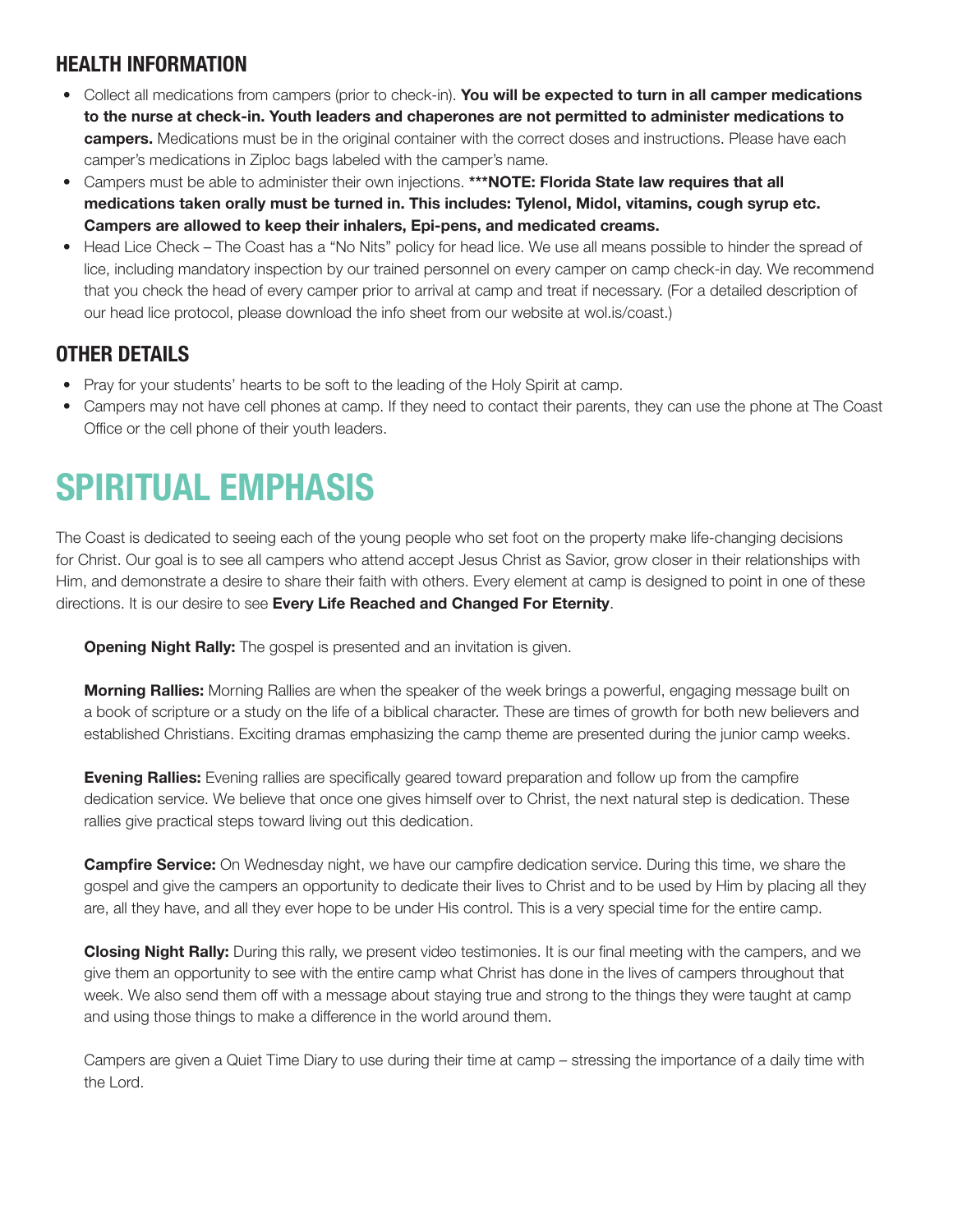## HEALTH INFORMATION

- Collect all medications from campers (prior to check-in). **You will be expected to turn in all camper medications to the nurse at check-in. Youth leaders and chaperones are not permitted to administer medications to campers.** Medications must be in the original container with the correct doses and instructions. Please have each camper's medications in Ziploc bags labeled with the camper's name.
- Campers must be able to administer their own injections. **\*\*\*NOTE: Florida State law requires that all medications taken orally must be turned in. This includes: Tylenol, Midol, vitamins, cough syrup etc. Campers are allowed to keep their inhalers, Epi-pens, and medicated creams.**
- Head Lice Check – The Coast has a "No Nits" policy for head lice. We use all means possible to hinder the spread of lice, including mandatory inspection by our trained personnel on every camper on camp check-in day. We recommend that you check the head of every camper prior to arrival at camp and treat if necessary. (For a detailed description of our head lice protocol, please download the info sheet from our website at wol.is/coast.)

## OTHER DETAILS

- Pray for your students' hearts to be soft to the leading of the Holy Spirit at camp.
- Campers may not have cell phones at camp. If they need to contact their parents, they can use the phone at The Coast Office or the cell phone of their youth leaders.

# SPIRITUAL EMPHASIS

The Coast is dedicated to seeing each of the young people who set foot on the property make life-changing decisions for Christ. Our goal is to see all campers who attend accept Jesus Christ as Savior, grow closer in their relationships with Him, and demonstrate a desire to share their faith with others. Every element at camp is designed to point in one of these directions. It is our desire to see **Every Life Reached and Changed For Eternity**.

**Opening Night Rally:** The gospel is presented and an invitation is given.

**Morning Rallies:** Morning Rallies are when the speaker of the week brings a powerful, engaging message built on a book of scripture or a study on the life of a biblical character. These are times of growth for both new believers and established Christians. Exciting dramas emphasizing the camp theme are presented during the junior camp weeks.

**Evening Rallies:** Evening rallies are specifically geared toward preparation and follow up from the campfire dedication service. We believe that once one gives himself over to Christ, the next natural step is dedication. These rallies give practical steps toward living out this dedication.

**Campfire Service:** On Wednesday night, we have our campfire dedication service. During this time, we share the gospel and give the campers an opportunity to dedicate their lives to Christ and to be used by Him by placing all they are, all they have, and all they ever hope to be under His control. This is a very special time for the entire camp.

**Closing Night Rally:** During this rally, we present video testimonies. It is our final meeting with the campers, and we give them an opportunity to see with the entire camp what Christ has done in the lives of campers throughout that week. We also send them off with a message about staying true and strong to the things they were taught at camp and using those things to make a difference in the world around them.

Campers are given a Quiet Time Diary to use during their time at camp – stressing the importance of a daily time with the Lord.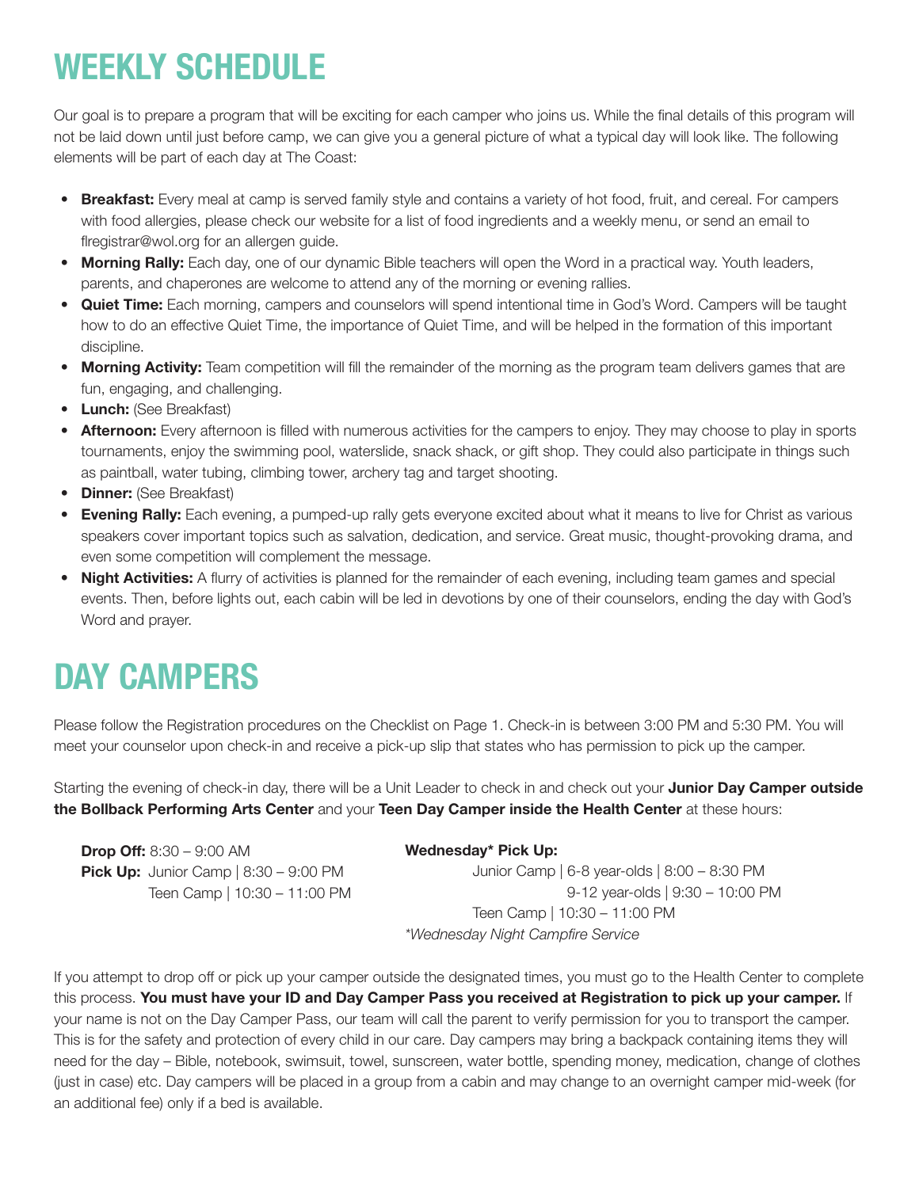# WEEKLY SCHEDULE

Our goal is to prepare a program that will be exciting for each camper who joins us. While the final details of this program will not be laid down until just before camp, we can give you a general picture of what a typical day will look like. The following elements will be part of each day at The Coast:

- **Breakfast:** Every meal at camp is served family style and contains a variety of hot food, fruit, and cereal. For campers with food allergies, please check our website for a list of food ingredients and a weekly menu, or send an email to flregistrar@wol.org for an allergen guide.
- **Morning Rally:** Each day, one of our dynamic Bible teachers will open the Word in a practical way. Youth leaders, parents, and chaperones are welcome to attend any of the morning or evening rallies.
- **Quiet Time:** Each morning, campers and counselors will spend intentional time in God's Word. Campers will be taught how to do an effective Quiet Time, the importance of Quiet Time, and will be helped in the formation of this important discipline.
- **Morning Activity:** Team competition will fill the remainder of the morning as the program team delivers games that are fun, engaging, and challenging.
- **Lunch:** (See Breakfast)
- **Afternoon:** Every afternoon is filled with numerous activities for the campers to enjoy. They may choose to play in sports tournaments, enjoy the swimming pool, waterslide, snack shack, or gift shop. They could also participate in things such as paintball, water tubing, climbing tower, archery tag and target shooting.
- **Dinner:** (See Breakfast)
- **Evening Rally:** Each evening, a pumped-up rally gets everyone excited about what it means to live for Christ as various speakers cover important topics such as salvation, dedication, and service. Great music, thought-provoking drama, and even some competition will complement the message.
- **Night Activities:** A flurry of activities is planned for the remainder of each evening, including team games and special events. Then, before lights out, each cabin will be led in devotions by one of their counselors, ending the day with God's Word and prayer.

# DAY CAMPERS

Please follow the Registration procedures on the Checklist on Page 1. Check-in is between 3:00 PM and 5:30 PM. You will meet your counselor upon check-in and receive a pick-up slip that states who has permission to pick up the camper.

Starting the evening of check-in day, there will be a Unit Leader to check in and check out your **Junior Day Camper outside the Bollback Performing Arts Center** and your **Teen Day Camper inside the Health Center** at these hours:

**Drop Off:** 8:30 – 9:00 AM
**Pick Up:** Junior Camp | 8:30 – 9:00 PM
Teen Camp | 10:30 – 11:00 PM

**Wednesday* Pick Up:**
Junior Camp | 6-8 year-olds | 8:00 – 8:30 PM
9-12 year-olds | 9:30 – 10:00 PM
Teen Camp | 10:30 – 11:00 PM
*\*Wednesday Night Campfire Service*

If you attempt to drop off or pick up your camper outside the designated times, you must go to the Health Center to complete this process. **You must have your ID and Day Camper Pass you received at Registration to pick up your camper.** If your name is not on the Day Camper Pass, our team will call the parent to verify permission for you to transport the camper. This is for the safety and protection of every child in our care. Day campers may bring a backpack containing items they will need for the day – Bible, notebook, swimsuit, towel, sunscreen, water bottle, spending money, medication, change of clothes (just in case) etc. Day campers will be placed in a group from a cabin and may change to an overnight camper mid-week (for an additional fee) only if a bed is available.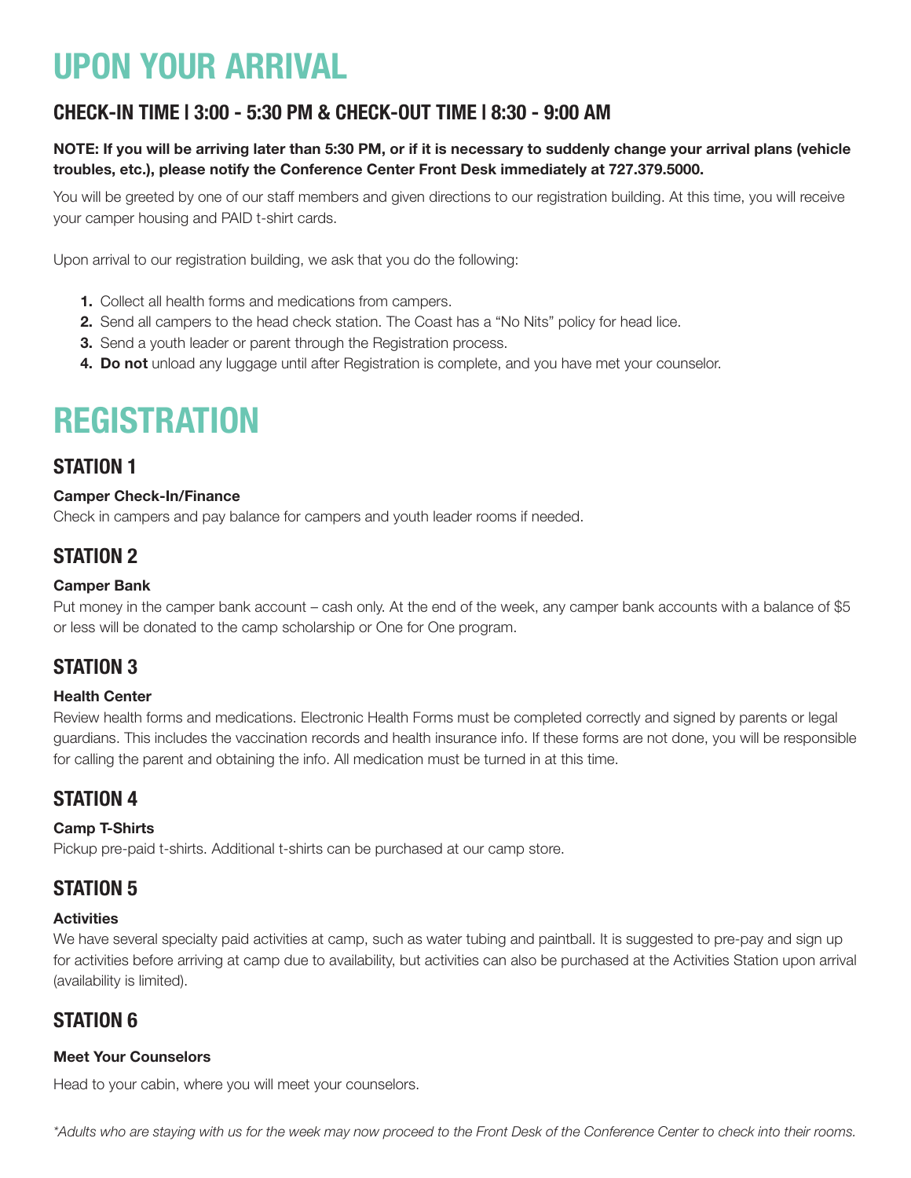# UPON YOUR ARRIVAL

## CHECK-IN TIME | 3:00 - 5:30 PM & CHECK-OUT TIME | 8:30 - 9:00 AM

**NOTE: If you will be arriving later than 5:30 PM, or if it is necessary to suddenly change your arrival plans (vehicle troubles, etc.), please notify the Conference Center Front Desk immediately at 727.379.5000.**

You will be greeted by one of our staff members and given directions to our registration building. At this time, you will receive your camper housing and PAID t-shirt cards.

Upon arrival to our registration building, we ask that you do the following:

1. Collect all health forms and medications from campers.
2. Send all campers to the head check station. The Coast has a "No Nits" policy for head lice.
3. Send a youth leader or parent through the Registration process.
4. **Do not** unload any luggage until after Registration is complete, and you have met your counselor.

# REGISTRATION

## STATION 1

**Camper Check-In/Finance**

Check in campers and pay balance for campers and youth leader rooms if needed.

## STATION 2

**Camper Bank**

Put money in the camper bank account – cash only. At the end of the week, any camper bank accounts with a balance of $5 or less will be donated to the camp scholarship or One for One program.

## STATION 3

**Health Center**

Review health forms and medications. Electronic Health Forms must be completed correctly and signed by parents or legal guardians. This includes the vaccination records and health insurance info. If these forms are not done, you will be responsible for calling the parent and obtaining the info. All medication must be turned in at this time.

## STATION 4

**Camp T-Shirts**

Pickup pre-paid t-shirts. Additional t-shirts can be purchased at our camp store.

## STATION 5

**Activities**

We have several specialty paid activities at camp, such as water tubing and paintball. It is suggested to pre-pay and sign up for activities before arriving at camp due to availability, but activities can also be purchased at the Activities Station upon arrival (availability is limited).

## STATION 6

**Meet Your Counselors**

Head to your cabin, where you will meet your counselors.

*\*Adults who are staying with us for the week may now proceed to the Front Desk of the Conference Center to check into their rooms.*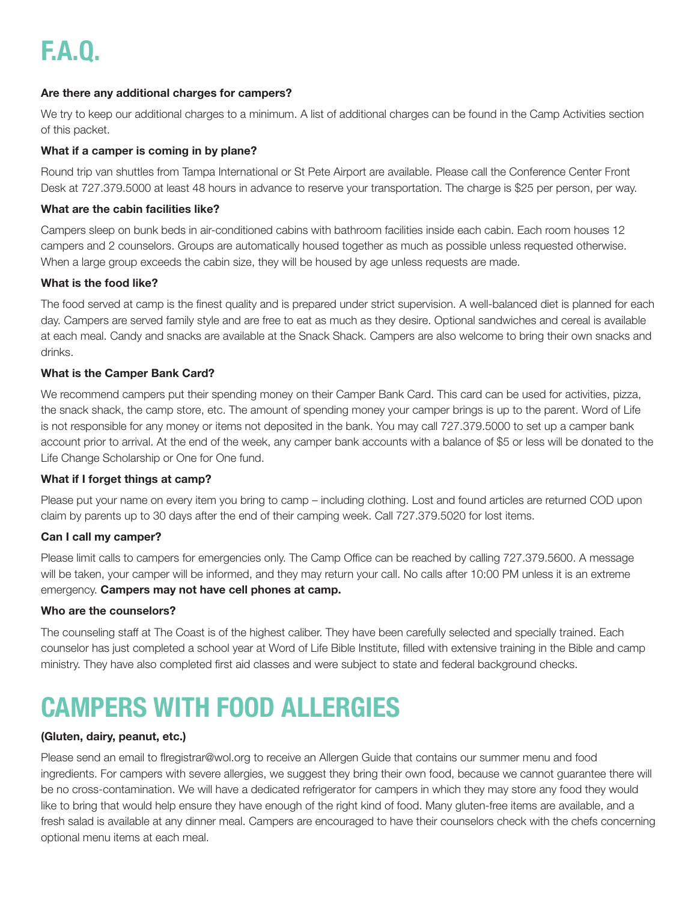# F.A.Q.

**Are there any additional charges for campers?**

We try to keep our additional charges to a minimum. A list of additional charges can be found in the Camp Activities section of this packet.

**What if a camper is coming in by plane?**

Round trip van shuttles from Tampa International or St Pete Airport are available. Please call the Conference Center Front Desk at 727.379.5000 at least 48 hours in advance to reserve your transportation. The charge is $25 per person, per way.

**What are the cabin facilities like?**

Campers sleep on bunk beds in air-conditioned cabins with bathroom facilities inside each cabin. Each room houses 12 campers and 2 counselors. Groups are automatically housed together as much as possible unless requested otherwise. When a large group exceeds the cabin size, they will be housed by age unless requests are made.

**What is the food like?**

The food served at camp is the finest quality and is prepared under strict supervision. A well-balanced diet is planned for each day. Campers are served family style and are free to eat as much as they desire. Optional sandwiches and cereal is available at each meal. Candy and snacks are available at the Snack Shack. Campers are also welcome to bring their own snacks and drinks.

**What is the Camper Bank Card?**

We recommend campers put their spending money on their Camper Bank Card. This card can be used for activities, pizza, the snack shack, the camp store, etc. The amount of spending money your camper brings is up to the parent. Word of Life is not responsible for any money or items not deposited in the bank. You may call 727.379.5000 to set up a camper bank account prior to arrival. At the end of the week, any camper bank accounts with a balance of $5 or less will be donated to the Life Change Scholarship or One for One fund.

**What if I forget things at camp?**

Please put your name on every item you bring to camp – including clothing. Lost and found articles are returned COD upon claim by parents up to 30 days after the end of their camping week. Call 727.379.5020 for lost items.

**Can I call my camper?**

Please limit calls to campers for emergencies only. The Camp Office can be reached by calling 727.379.5600. A message will be taken, your camper will be informed, and they may return your call. No calls after 10:00 PM unless it is an extreme emergency. **Campers may not have cell phones at camp.**

**Who are the counselors?**

The counseling staff at The Coast is of the highest caliber. They have been carefully selected and specially trained. Each counselor has just completed a school year at Word of Life Bible Institute, filled with extensive training in the Bible and camp ministry. They have also completed first aid classes and were subject to state and federal background checks.

# CAMPERS WITH FOOD ALLERGIES

**(Gluten, dairy, peanut, etc.)**

Please send an email to flregistrar@wol.org to receive an Allergen Guide that contains our summer menu and food ingredients. For campers with severe allergies, we suggest they bring their own food, because we cannot guarantee there will be no cross-contamination. We will have a dedicated refrigerator for campers in which they may store any food they would like to bring that would help ensure they have enough of the right kind of food. Many gluten-free items are available, and a fresh salad is available at any dinner meal. Campers are encouraged to have their counselors check with the chefs concerning optional menu items at each meal.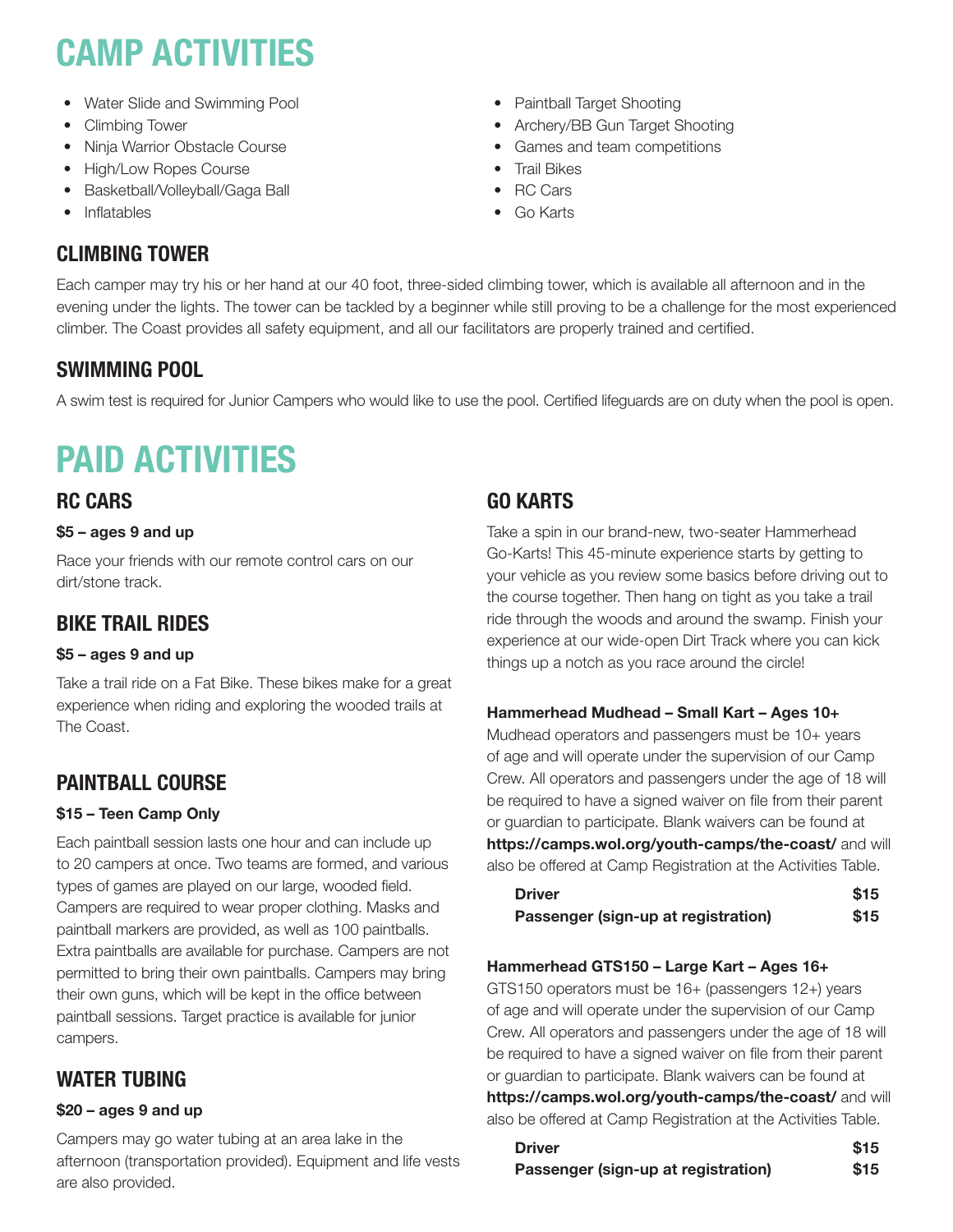# CAMP ACTIVITIES

- Water Slide and Swimming Pool
- Climbing Tower
- Ninja Warrior Obstacle Course
- High/Low Ropes Course
- Basketball/Volleyball/Gaga Ball
- Inflatables
- Paintball Target Shooting
- Archery/BB Gun Target Shooting
- Games and team competitions
- Trail Bikes
- RC Cars
- Go Karts

## CLIMBING TOWER

Each camper may try his or her hand at our 40 foot, three-sided climbing tower, which is available all afternoon and in the evening under the lights. The tower can be tackled by a beginner while still proving to be a challenge for the most experienced climber. The Coast provides all safety equipment, and all our facilitators are properly trained and certified.

## SWIMMING POOL

A swim test is required for Junior Campers who would like to use the pool. Certified lifeguards are on duty when the pool is open.

# PAID ACTIVITIES

## RC CARS

**$5 – ages 9 and up**

Race your friends with our remote control cars on our dirt/stone track.

## BIKE TRAIL RIDES

**$5 – ages 9 and up**

Take a trail ride on a Fat Bike. These bikes make for a great experience when riding and exploring the wooded trails at The Coast.

## PAINTBALL COURSE

**$15 – Teen Camp Only**

Each paintball session lasts one hour and can include up to 20 campers at once. Two teams are formed, and various types of games are played on our large, wooded field. Campers are required to wear proper clothing. Masks and paintball markers are provided, as well as 100 paintballs. Extra paintballs are available for purchase. Campers are not permitted to bring their own paintballs. Campers may bring their own guns, which will be kept in the office between paintball sessions. Target practice is available for junior campers.

## WATER TUBING

**$20 – ages 9 and up**

Campers may go water tubing at an area lake in the afternoon (transportation provided). Equipment and life vests are also provided.

## GO KARTS

Take a spin in our brand-new, two-seater Hammerhead Go-Karts! This 45-minute experience starts by getting to your vehicle as you review some basics before driving out to the course together. Then hang on tight as you take a trail ride through the woods and around the swamp. Finish your experience at our wide-open Dirt Track where you can kick things up a notch as you race around the circle!

**Hammerhead Mudhead – Small Kart – Ages 10+**

Mudhead operators and passengers must be 10+ years of age and will operate under the supervision of our Camp Crew. All operators and passengers under the age of 18 will be required to have a signed waiver on file from their parent or guardian to participate. Blank waivers can be found at **https://camps.wol.org/youth-camps/the-coast/** and will also be offered at Camp Registration at the Activities Table.

| | |
|---|---|
| **Driver** | **$15** |
| **Passenger (sign-up at registration)** | **$15** |

**Hammerhead GTS150 – Large Kart – Ages 16+**

GTS150 operators must be 16+ (passengers 12+) years of age and will operate under the supervision of our Camp Crew. All operators and passengers under the age of 18 will be required to have a signed waiver on file from their parent or guardian to participate. Blank waivers can be found at **https://camps.wol.org/youth-camps/the-coast/** and will also be offered at Camp Registration at the Activities Table.

| | |
|---|---|
| **Driver** | **$15** |
| **Passenger (sign-up at registration)** | **$15** |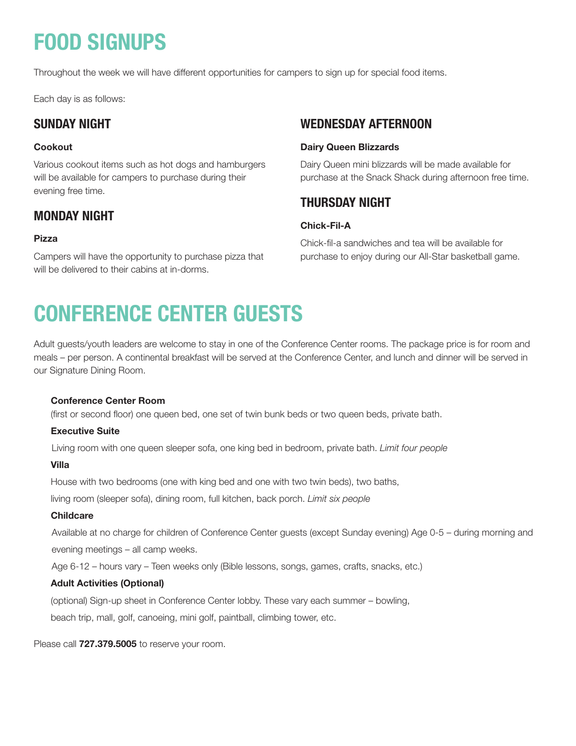# FOOD SIGNUPS

Throughout the week we will have different opportunities for campers to sign up for special food items.

Each day is as follows:

## SUNDAY NIGHT

**Cookout**

Various cookout items such as hot dogs and hamburgers will be available for campers to purchase during their evening free time.

## MONDAY NIGHT

**Pizza**

Campers will have the opportunity to purchase pizza that will be delivered to their cabins at in-dorms.

## WEDNESDAY AFTERNOON

**Dairy Queen Blizzards**

Dairy Queen mini blizzards will be made available for purchase at the Snack Shack during afternoon free time.

## THURSDAY NIGHT

**Chick-Fil-A**

Chick-fil-a sandwiches and tea will be available for purchase to enjoy during our All-Star basketball game.

# CONFERENCE CENTER GUESTS

Adult guests/youth leaders are welcome to stay in one of the Conference Center rooms. The package price is for room and meals – per person. A continental breakfast will be served at the Conference Center, and lunch and dinner will be served in our Signature Dining Room.

**Conference Center Room**

(first or second floor) one queen bed, one set of twin bunk beds or two queen beds, private bath.

**Executive Suite**

Living room with one queen sleeper sofa, one king bed in bedroom, private bath. *Limit four people*

**Villa**

House with two bedrooms (one with king bed and one with two twin beds), two baths,
living room (sleeper sofa), dining room, full kitchen, back porch. *Limit six people*

**Childcare**

Available at no charge for children of Conference Center guests (except Sunday evening) Age 0-5 – during morning and evening meetings – all camp weeks.

Age 6-12 – hours vary – Teen weeks only (Bible lessons, songs, games, crafts, snacks, etc.)

**Adult Activities (Optional)**

(optional) Sign-up sheet in Conference Center lobby. These vary each summer – bowling,
beach trip, mall, golf, canoeing, mini golf, paintball, climbing tower, etc.

Please call **727.379.5005** to reserve your room.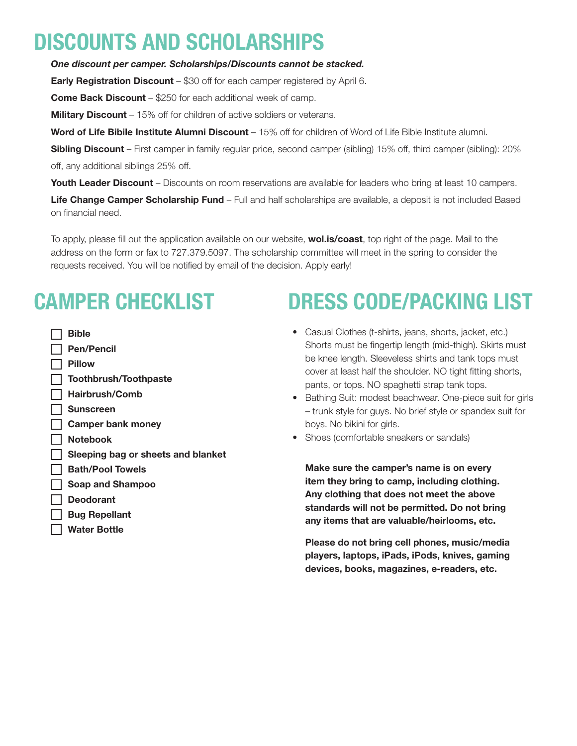# DISCOUNTS AND SCHOLARSHIPS

***One discount per camper. Scholarships/Discounts cannot be stacked.***

**Early Registration Discount** – $30 off for each camper registered by April 6.

**Come Back Discount** – $250 for each additional week of camp.

**Military Discount** – 15% off for children of active soldiers or veterans.

**Word of Life Bibile Institute Alumni Discount** – 15% off for children of Word of Life Bible Institute alumni.

**Sibling Discount** – First camper in family regular price, second camper (sibling) 15% off, third camper (sibling): 20% off, any additional siblings 25% off.

**Youth Leader Discount** – Discounts on room reservations are available for leaders who bring at least 10 campers.

**Life Change Camper Scholarship Fund** – Full and half scholarships are available, a deposit is not included Based on financial need.

To apply, please fill out the application available on our website, **wol.is/coast**, top right of the page. Mail to the address on the form or fax to 727.379.5097. The scholarship committee will meet in the spring to consider the requests received. You will be notified by email of the decision. Apply early!

# CAMPER CHECKLIST

- [ ] **Bible**
- [ ] **Pen/Pencil**
- [ ] **Pillow**
- [ ] **Toothbrush/Toothpaste**
- [ ] **Hairbrush/Comb**
- [ ] **Sunscreen**
- [ ] **Camper bank money**
- [ ] **Notebook**
- [ ] **Sleeping bag or sheets and blanket**
- [ ] **Bath/Pool Towels**
- [ ] **Soap and Shampoo**
- [ ] **Deodorant**
- [ ] **Bug Repellant**
- [ ] **Water Bottle**

# DRESS CODE/PACKING LIST

- Casual Clothes (t-shirts, jeans, shorts, jacket, etc.) Shorts must be fingertip length (mid-thigh). Skirts must be knee length. Sleeveless shirts and tank tops must cover at least half the shoulder. NO tight fitting shorts, pants, or tops. NO spaghetti strap tank tops.
- Bathing Suit: modest beachwear. One-piece suit for girls – trunk style for guys. No brief style or spandex suit for boys. No bikini for girls.
- Shoes (comfortable sneakers or sandals)

**Make sure the camper's name is on every item they bring to camp, including clothing. Any clothing that does not meet the above standards will not be permitted. Do not bring any items that are valuable/heirlooms, etc.**

**Please do not bring cell phones, music/media players, laptops, iPads, iPods, knives, gaming devices, books, magazines, e-readers, etc.**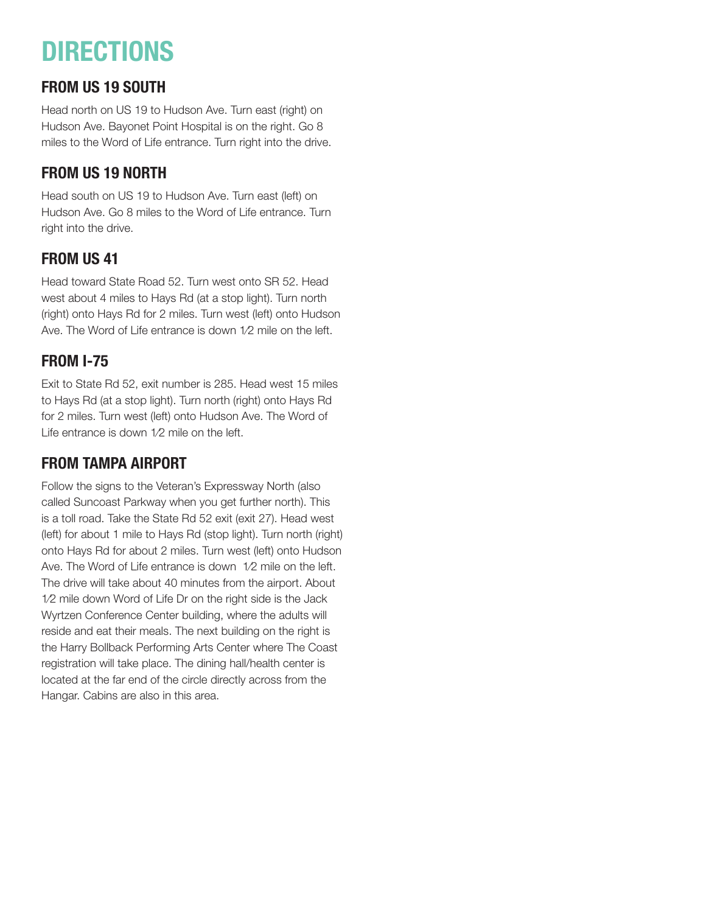# DIRECTIONS

## FROM US 19 SOUTH

Head north on US 19 to Hudson Ave. Turn east (right) on Hudson Ave. Bayonet Point Hospital is on the right. Go 8 miles to the Word of Life entrance. Turn right into the drive.

## FROM US 19 NORTH

Head south on US 19 to Hudson Ave. Turn east (left) on Hudson Ave. Go 8 miles to the Word of Life entrance. Turn right into the drive.

## FROM US 41

Head toward State Road 52. Turn west onto SR 52. Head west about 4 miles to Hays Rd (at a stop light). Turn north (right) onto Hays Rd for 2 miles. Turn west (left) onto Hudson Ave. The Word of Life entrance is down 1⁄2 mile on the left.

## FROM I-75

Exit to State Rd 52, exit number is 285. Head west 15 miles to Hays Rd (at a stop light). Turn north (right) onto Hays Rd for 2 miles. Turn west (left) onto Hudson Ave. The Word of Life entrance is down 1⁄2 mile on the left.

## FROM TAMPA AIRPORT

Follow the signs to the Veteran's Expressway North (also called Suncoast Parkway when you get further north). This is a toll road. Take the State Rd 52 exit (exit 27). Head west (left) for about 1 mile to Hays Rd (stop light). Turn north (right) onto Hays Rd for about 2 miles. Turn west (left) onto Hudson Ave. The Word of Life entrance is down 1⁄2 mile on the left. The drive will take about 40 minutes from the airport. About 1⁄2 mile down Word of Life Dr on the right side is the Jack Wyrtzen Conference Center building, where the adults will reside and eat their meals. The next building on the right is the Harry Bollback Performing Arts Center where The Coast registration will take place. The dining hall/health center is located at the far end of the circle directly across from the Hangar. Cabins are also in this area.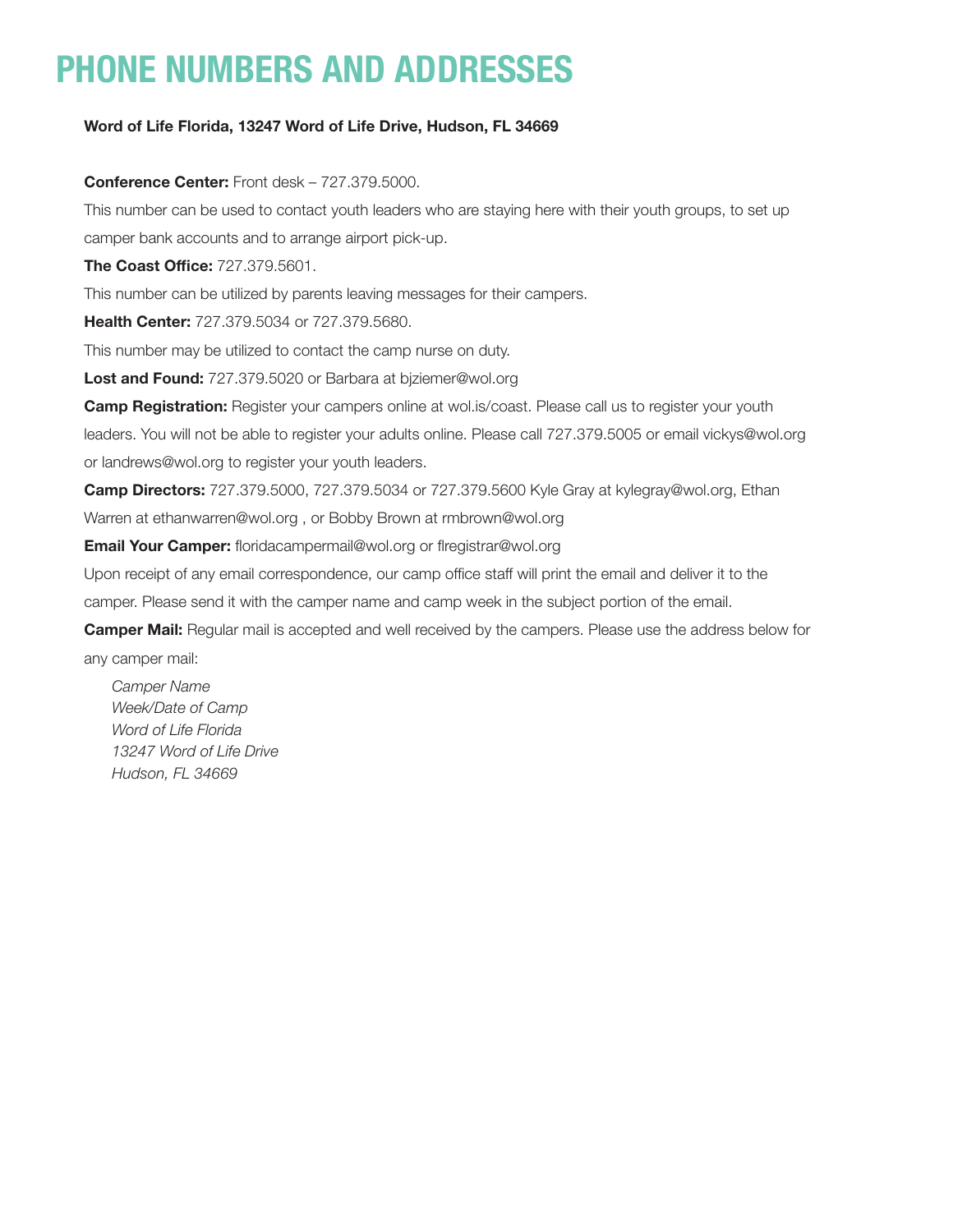# PHONE NUMBERS AND ADDRESSES

**Word of Life Florida, 13247 Word of Life Drive, Hudson, FL 34669**

**Conference Center:** Front desk – 727.379.5000.

This number can be used to contact youth leaders who are staying here with their youth groups, to set up camper bank accounts and to arrange airport pick-up.

**The Coast Office:** 727.379.5601.

This number can be utilized by parents leaving messages for their campers.

**Health Center:** 727.379.5034 or 727.379.5680.

This number may be utilized to contact the camp nurse on duty.

**Lost and Found:** 727.379.5020 or Barbara at bjziemer@wol.org

**Camp Registration:** Register your campers online at wol.is/coast. Please call us to register your youth leaders. You will not be able to register your adults online. Please call 727.379.5005 or email vickys@wol.org or landrews@wol.org to register your youth leaders.

**Camp Directors:** 727.379.5000, 727.379.5034 or 727.379.5600 Kyle Gray at kylegray@wol.org, Ethan Warren at ethanwarren@wol.org , or Bobby Brown at rmbrown@wol.org

**Email Your Camper:** floridacampermail@wol.org or flregistrar@wol.org

Upon receipt of any email correspondence, our camp office staff will print the email and deliver it to the camper. Please send it with the camper name and camp week in the subject portion of the email.

**Camper Mail:** Regular mail is accepted and well received by the campers. Please use the address below for any camper mail:

*Camper Name*
*Week/Date of Camp*
*Word of Life Florida*
*13247 Word of Life Drive*
*Hudson, FL 34669*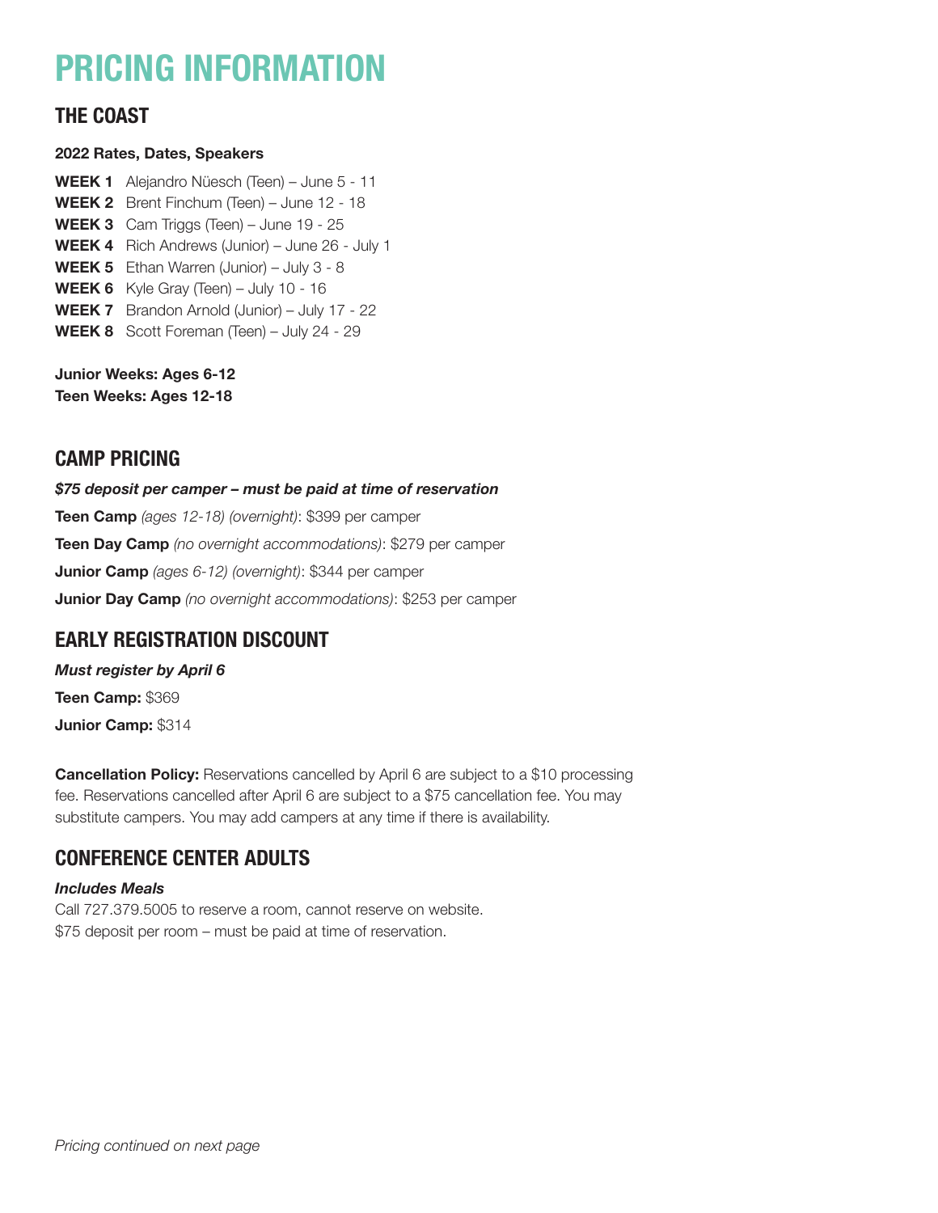# PRICING INFORMATION

## THE COAST

**2022 Rates, Dates, Speakers**

**WEEK 1** Alejandro Nüesch (Teen) – June 5 - 11
**WEEK 2** Brent Finchum (Teen) – June 12 - 18
**WEEK 3** Cam Triggs (Teen) – June 19 - 25
**WEEK 4** Rich Andrews (Junior) – June 26 - July 1
**WEEK 5** Ethan Warren (Junior) – July 3 - 8
**WEEK 6** Kyle Gray (Teen) – July 10 - 16
**WEEK 7** Brandon Arnold (Junior) – July 17 - 22
**WEEK 8** Scott Foreman (Teen) – July 24 - 29

**Junior Weeks: Ages 6-12**
**Teen Weeks: Ages 12-18**

## CAMP PRICING

***$75 deposit per camper – must be paid at time of reservation***

**Teen Camp** *(ages 12-18) (overnight)*: $399 per camper

**Teen Day Camp** *(no overnight accommodations)*: $279 per camper

**Junior Camp** *(ages 6-12) (overnight)*: $344 per camper

**Junior Day Camp** *(no overnight accommodations)*: $253 per camper

## EARLY REGISTRATION DISCOUNT

***Must register by April 6***

**Teen Camp:** $369

**Junior Camp:** $314

**Cancellation Policy:** Reservations cancelled by April 6 are subject to a $10 processing fee. Reservations cancelled after April 6 are subject to a $75 cancellation fee. You may substitute campers. You may add campers at any time if there is availability.

## CONFERENCE CENTER ADULTS

***Includes Meals***

Call 727.379.5005 to reserve a room, cannot reserve on website.
$75 deposit per room – must be paid at time of reservation.

*Pricing continued on next page*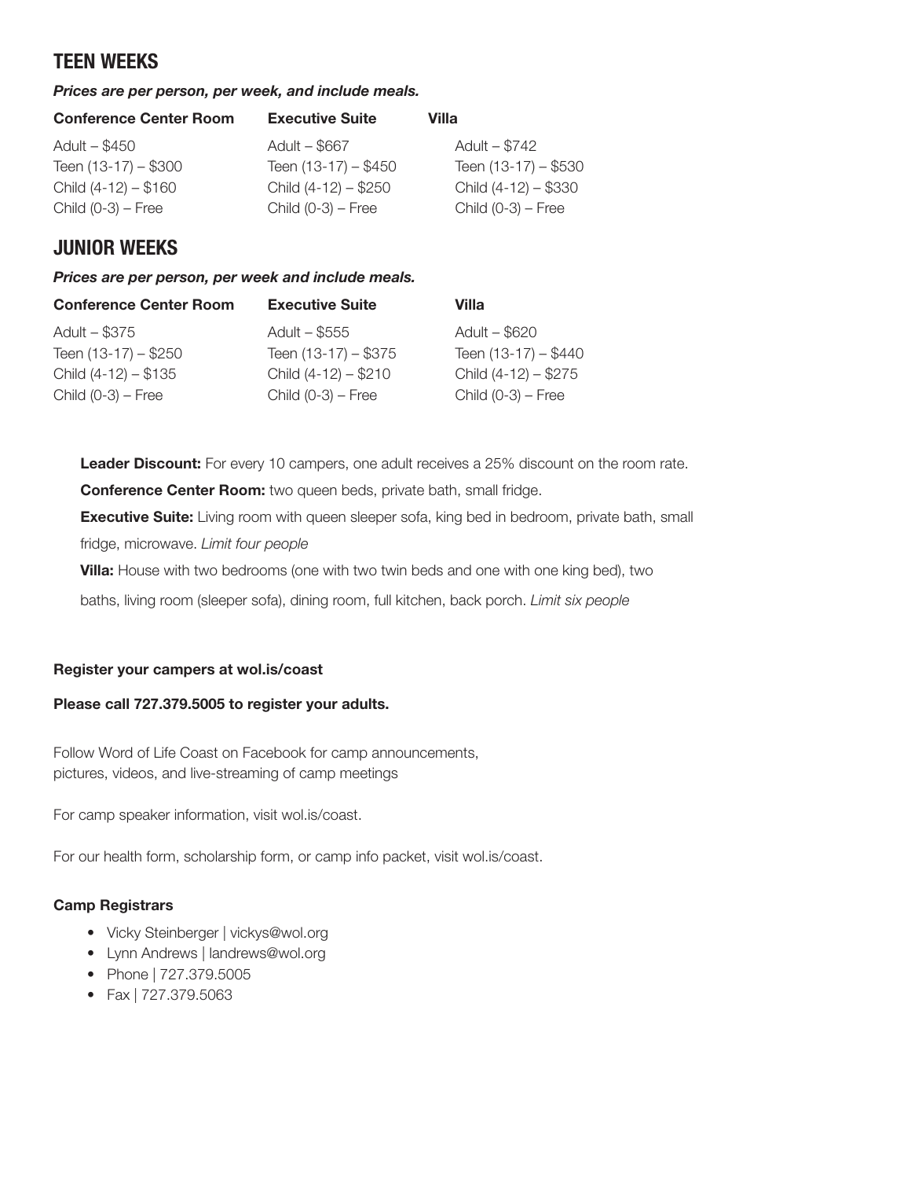## TEEN WEEKS

***Prices are per person, per week, and include meals.***

| Conference Center Room | Executive Suite | Villa |
| --- | --- | --- |
| Adult – $450 | Adult – $667 | Adult – $742 |
| Teen (13-17) – $300 | Teen (13-17) – $450 | Teen (13-17) – $530 |
| Child (4-12) – $160 | Child (4-12) – $250 | Child (4-12) – $330 |
| Child (0-3) – Free | Child (0-3) – Free | Child (0-3) – Free |

## JUNIOR WEEKS

***Prices are per person, per week and include meals.***

| Conference Center Room | Executive Suite | Villa |
| --- | --- | --- |
| Adult – $375 | Adult – $555 | Adult – $620 |
| Teen (13-17) – $250 | Teen (13-17) – $375 | Teen (13-17) – $440 |
| Child (4-12) – $135 | Child (4-12) – $210 | Child (4-12) – $275 |
| Child (0-3) – Free | Child (0-3) – Free | Child (0-3) – Free |

**Leader Discount:** For every 10 campers, one adult receives a 25% discount on the room rate.

**Conference Center Room:** two queen beds, private bath, small fridge.

**Executive Suite:** Living room with queen sleeper sofa, king bed in bedroom, private bath, small fridge, microwave. *Limit four people*

**Villa:** House with two bedrooms (one with two twin beds and one with one king bed), two baths, living room (sleeper sofa), dining room, full kitchen, back porch. *Limit six people*

**Register your campers at wol.is/coast**

**Please call 727.379.5005 to register your adults.**

Follow Word of Life Coast on Facebook for camp announcements, pictures, videos, and live-streaming of camp meetings

For camp speaker information, visit wol.is/coast.

For our health form, scholarship form, or camp info packet, visit wol.is/coast.

**Camp Registrars**

- Vicky Steinberger | vickys@wol.org
- Lynn Andrews | landrews@wol.org
- Phone | 727.379.5005
- Fax | 727.379.5063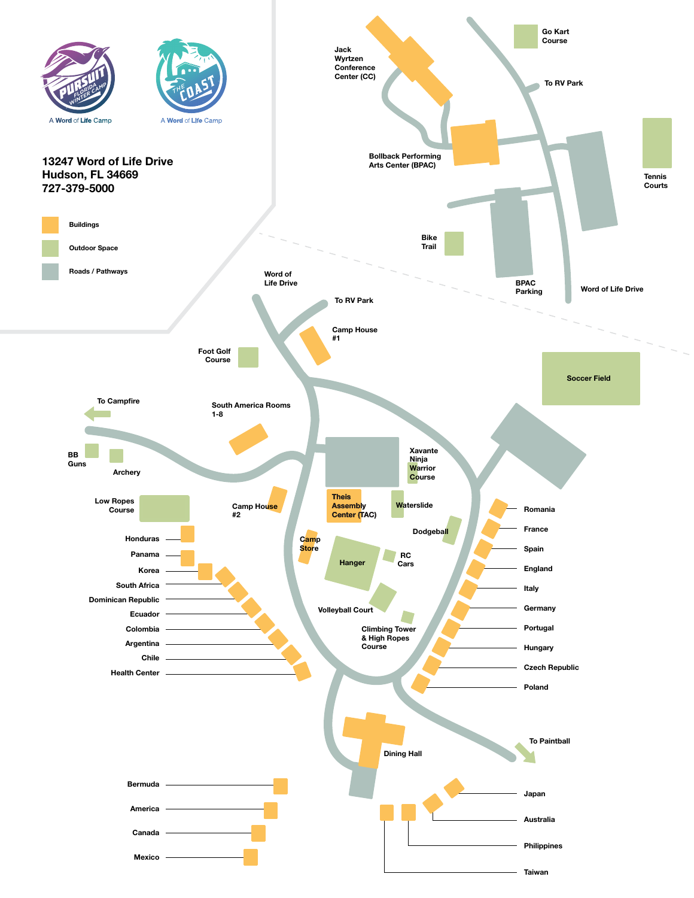PURSUIT FLORIDA WINTER CAMP
A Word of Life Camp

THE COAST
A Word of Life Camp

**13247 Word of Life Drive**
**Hudson, FL 34669**
**727-379-5000**

- Buildings
- Outdoor Space
- Roads / Pathways

Jack Wyrtzen Conference Center (CC)

Go Kart Course

To RV Park

Bollback Performing Arts Center (BPAC)

Tennis Courts

Bike Trail

BPAC Parking

Word of Life Drive

Word of Life Drive

To RV Park

Camp House #1

Foot Golf Course

Soccer Field

To Campfire

South America Rooms 1-8

BB Guns

Archery

Xavante Ninja Warrior Course

Low Ropes Course

Camp House #2

Theis Assembly Center (TAC)

Waterslide

Romania

France

Dodgeball

Honduras

Camp Store

RC Cars

Spain

Panama

Hanger

England

Korea

South Africa

Italy

Dominican Republic

Germany

Ecuador

Volleyball Court

Colombia

Climbing Tower & High Ropes Course

Portugal

Argentina

Hungary

Chile

Czech Republic

Health Center

Poland

To Paintball

Dining Hall

Bermuda

Japan

America

Australia

Canada

Philippines

Mexico

Taiwan